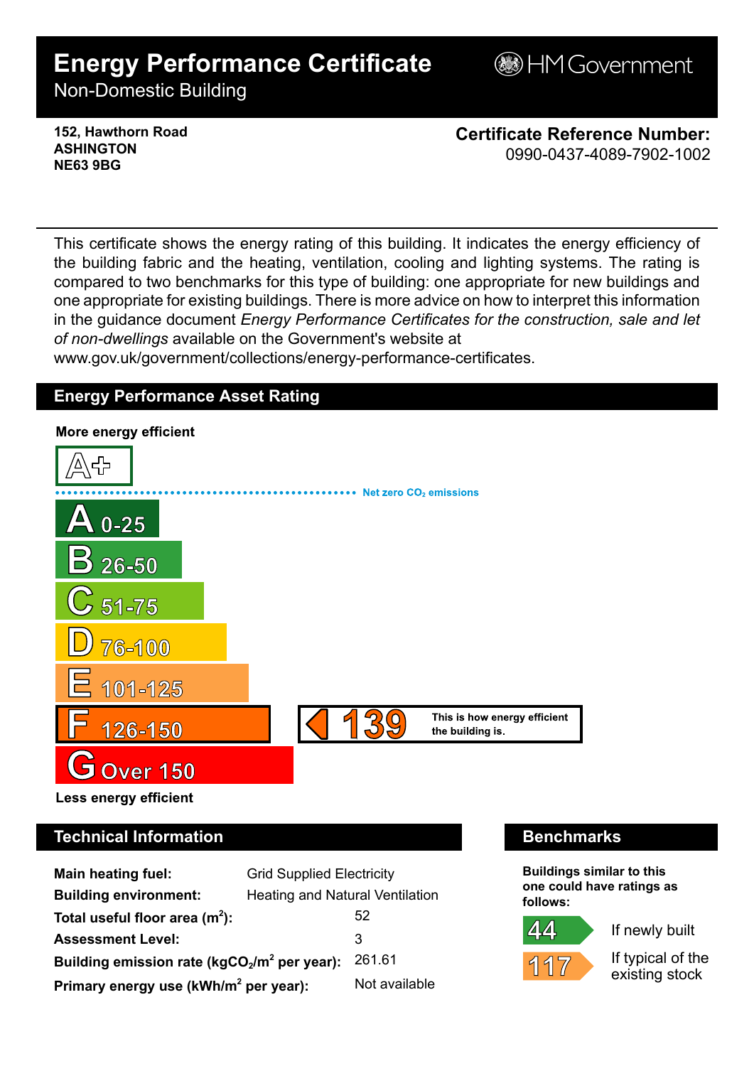# Energy Performance Certificate

Non-Domestic Building

HM Government

**152, Hawthorn Road**
**ASHINGTON**
**NE63 9BG**

**Certificate Reference Number:**
0990-0437-4089-7902-1002

This certificate shows the energy rating of this building. It indicates the energy efficiency of the building fabric and the heating, ventilation, cooling and lighting systems. The rating is compared to two benchmarks for this type of building: one appropriate for new buildings and one appropriate for existing buildings. There is more advice on how to interpret this information in the guidance document *Energy Performance Certificates for the construction, sale and let of non-dwellings* available on the Government's website at www.gov.uk/government/collections/energy-performance-certificates.

## Energy Performance Asset Rating

**More energy efficient**

- A+
- Net zero $CO_2$ emissions
- A 0-25
- B 26-50
- C 51-75
- D 76-100
- E 101-125
- F 126-150 — **139** This is how energy efficient the building is.
- G Over 150

**Less energy efficient**

## Technical Information

| | |
|---|---|
| **Main heating fuel:** | Grid Supplied Electricity |
| **Building environment:** | Heating and Natural Ventilation |
| **Total useful floor area ($m^2$):** | 52 |
| **Assessment Level:** | 3 |
| **Building emission rate ($kgCO_2/m^2$ per year):** | 261.61 |
| **Primary energy use ($kWh/m^2$ per year):** | Not available |

## Benchmarks

**Buildings similar to this one could have ratings as follows:**

- **44** If newly built
- **117** If typical of the existing stock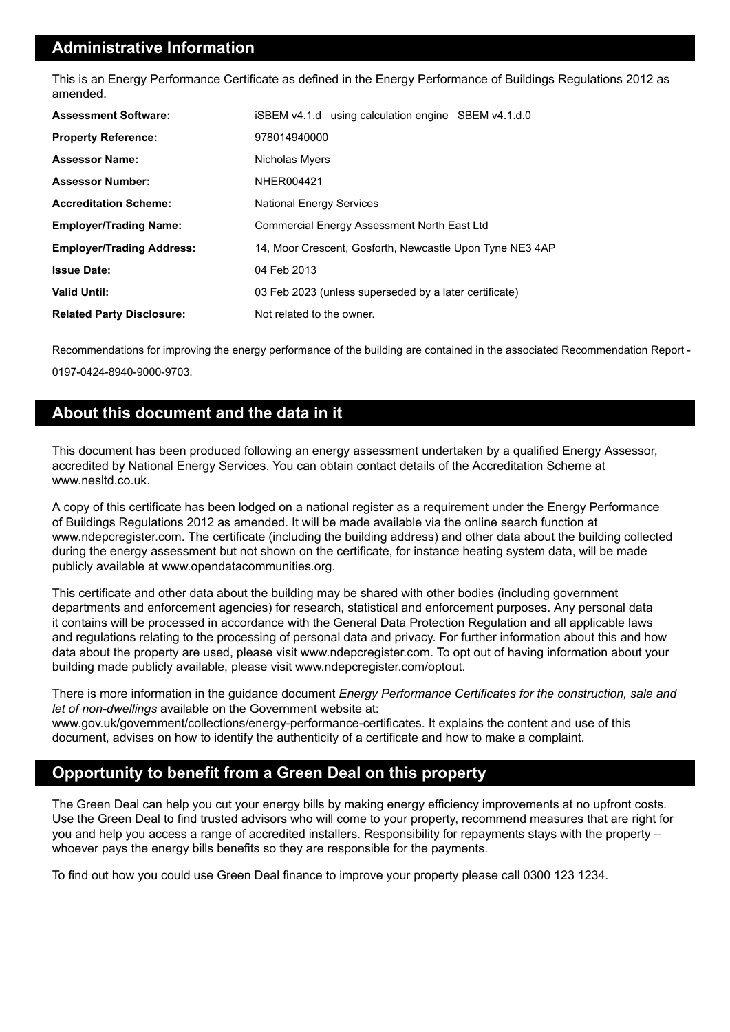## Administrative Information

This is an Energy Performance Certificate as defined in the Energy Performance of Buildings Regulations 2012 as amended.

| | |
|---|---|
| **Assessment Software:** | iSBEM v4.1.d using calculation engine SBEM v4.1.d.0 |
| **Property Reference:** | 978014940000 |
| **Assessor Name:** | Nicholas Myers |
| **Assessor Number:** | NHER004421 |
| **Accreditation Scheme:** | National Energy Services |
| **Employer/Trading Name:** | Commercial Energy Assessment North East Ltd |
| **Employer/Trading Address:** | 14, Moor Crescent, Gosforth, Newcastle Upon Tyne NE3 4AP |
| **Issue Date:** | 04 Feb 2013 |
| **Valid Until:** | 03 Feb 2023 (unless superseded by a later certificate) |
| **Related Party Disclosure:** | Not related to the owner. |

Recommendations for improving the energy performance of the building are contained in the associated Recommendation Report - 0197-0424-8940-9000-9703.

## About this document and the data in it

This document has been produced following an energy assessment undertaken by a qualified Energy Assessor, accredited by National Energy Services. You can obtain contact details of the Accreditation Scheme at www.nesltd.co.uk.

A copy of this certificate has been lodged on a national register as a requirement under the Energy Performance of Buildings Regulations 2012 as amended. It will be made available via the online search function at www.ndepcregister.com. The certificate (including the building address) and other data about the building collected during the energy assessment but not shown on the certificate, for instance heating system data, will be made publicly available at www.opendatacommunities.org.

This certificate and other data about the building may be shared with other bodies (including government departments and enforcement agencies) for research, statistical and enforcement purposes. Any personal data it contains will be processed in accordance with the General Data Protection Regulation and all applicable laws and regulations relating to the processing of personal data and privacy. For further information about this and how data about the property are used, please visit www.ndepcregister.com. To opt out of having information about your building made publicly available, please visit www.ndepcregister.com/optout.

There is more information in the guidance document *Energy Performance Certificates for the construction, sale and let of non-dwellings* available on the Government website at: www.gov.uk/government/collections/energy-performance-certificates. It explains the content and use of this document, advises on how to identify the authenticity of a certificate and how to make a complaint.

## Opportunity to benefit from a Green Deal on this property

The Green Deal can help you cut your energy bills by making energy efficiency improvements at no upfront costs. Use the Green Deal to find trusted advisors who will come to your property, recommend measures that are right for you and help you access a range of accredited installers. Responsibility for repayments stays with the property – whoever pays the energy bills benefits so they are responsible for the payments.

To find out how you could use Green Deal finance to improve your property please call 0300 123 1234.